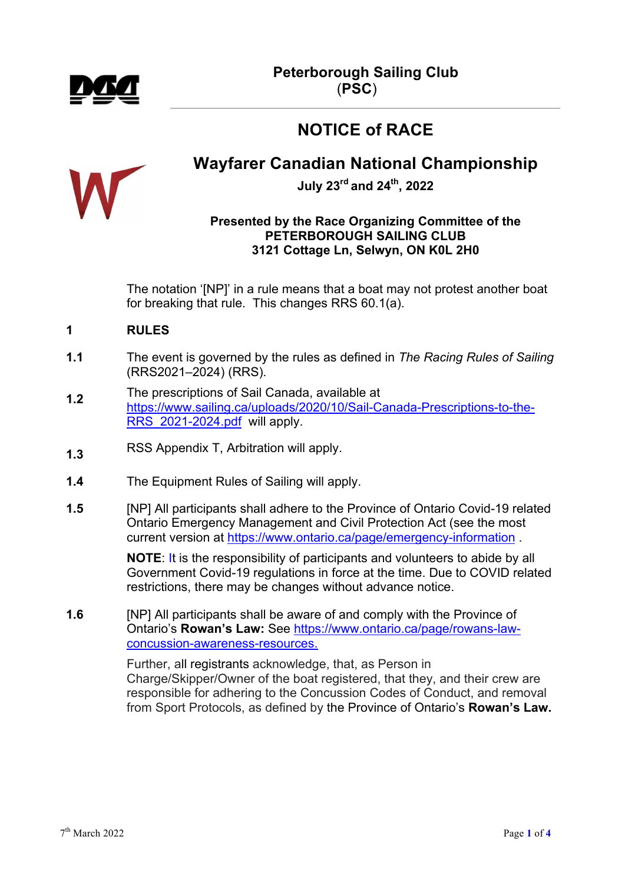**Peterborough Sailing Club**
**(PSC)**

# NOTICE of RACE

## Wayfarer Canadian National Championship

**July 23rd and 24th, 2022**

**Presented by the Race Organizing Committee of the**
**PETERBOROUGH SAILING CLUB**
**3121 Cottage Ln, Selwyn, ON K0L 2H0**

The notation '[NP]' in a rule means that a boat may not protest another boat for breaking that rule. This changes RRS 60.1(a).

## 1 RULES

**1.1** The event is governed by the rules as defined in *The Racing Rules of Sailing* (RRS2021–2024) (RRS).

**1.2** The prescriptions of Sail Canada, available at https://www.sailing.ca/uploads/2020/10/Sail-Canada-Prescriptions-to-the-RRS_2021-2024.pdf will apply.

**1.3** RSS Appendix T, Arbitration will apply.

**1.4** The Equipment Rules of Sailing will apply.

**1.5** [NP] All participants shall adhere to the Province of Ontario Covid-19 related Ontario Emergency Management and Civil Protection Act (see the most current version at https://www.ontario.ca/page/emergency-information .

**NOTE**: It is the responsibility of participants and volunteers to abide by all Government Covid-19 regulations in force at the time. Due to COVID related restrictions, there may be changes without advance notice.

**1.6** [NP] All participants shall be aware of and comply with the Province of Ontario's **Rowan's Law:** See https://www.ontario.ca/page/rowans-law-concussion-awareness-resources.

Further, all registrants acknowledge, that, as Person in Charge/Skipper/Owner of the boat registered, that they, and their crew are responsible for adhering to the Concussion Codes of Conduct, and removal from Sport Protocols, as defined by the Province of Ontario's **Rowan's Law.**

7th March 2022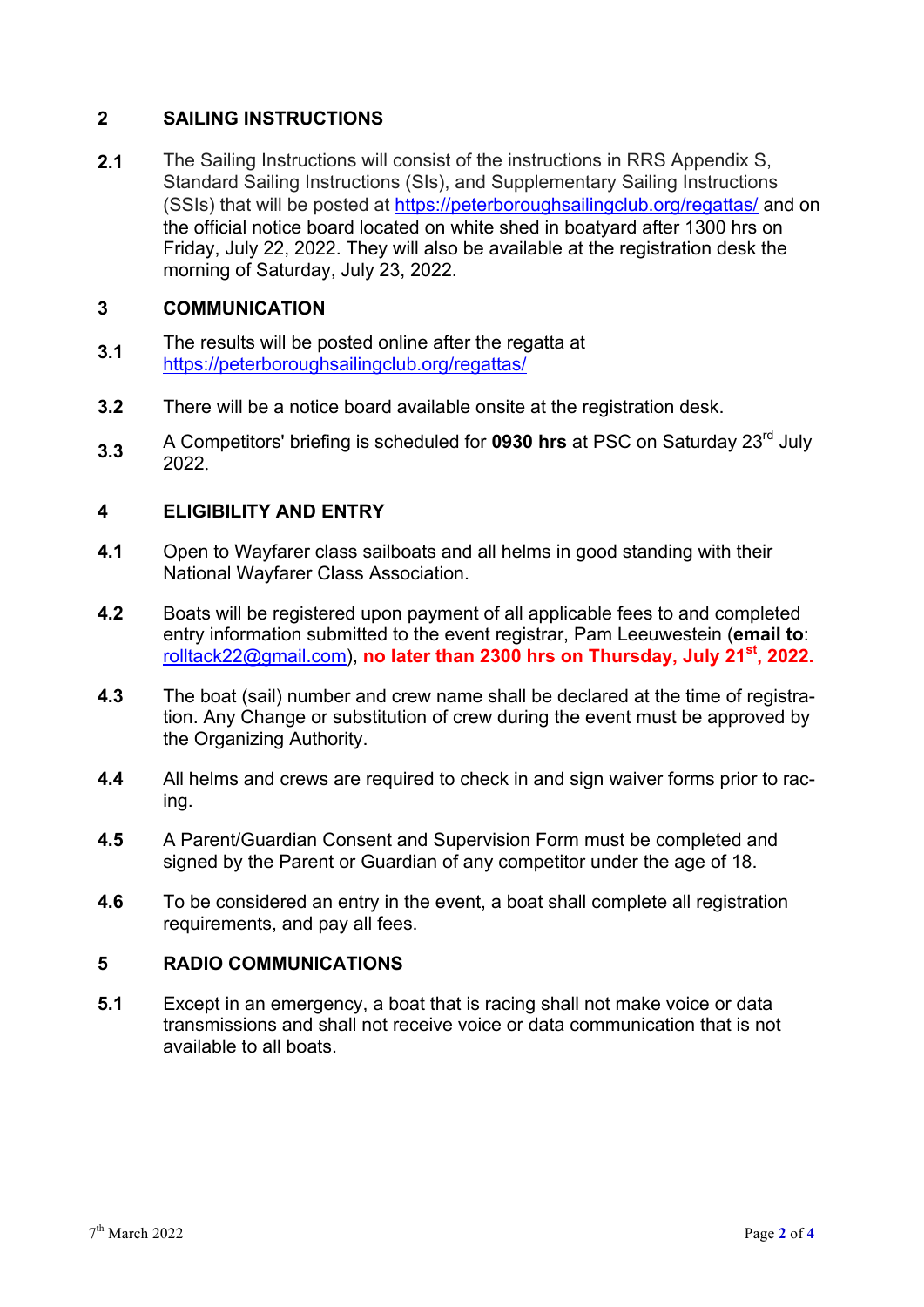## 2 SAILING INSTRUCTIONS

**2.1** The Sailing Instructions will consist of the instructions in RRS Appendix S, Standard Sailing Instructions (SIs), and Supplementary Sailing Instructions (SSIs) that will be posted at https://peterboroughsailingclub.org/regattas/ and on the official notice board located on white shed in boatyard after 1300 hrs on Friday, July 22, 2022. They will also be available at the registration desk the morning of Saturday, July 23, 2022.

## 3 COMMUNICATION

**3.1** The results will be posted online after the regatta at https://peterboroughsailingclub.org/regattas/

**3.2** There will be a notice board available onsite at the registration desk.

**3.3** A Competitors' briefing is scheduled for **0930 hrs** at PSC on Saturday 23rd July 2022.

## 4 ELIGIBILITY AND ENTRY

**4.1** Open to Wayfarer class sailboats and all helms in good standing with their National Wayfarer Class Association.

**4.2** Boats will be registered upon payment of all applicable fees to and completed entry information submitted to the event registrar, Pam Leeuwestein (**email to**: rolltack22@gmail.com), **no later than 2300 hrs on Thursday, July 21st, 2022.**

**4.3** The boat (sail) number and crew name shall be declared at the time of registration. Any Change or substitution of crew during the event must be approved by the Organizing Authority.

**4.4** All helms and crews are required to check in and sign waiver forms prior to racing.

**4.5** A Parent/Guardian Consent and Supervision Form must be completed and signed by the Parent or Guardian of any competitor under the age of 18.

**4.6** To be considered an entry in the event, a boat shall complete all registration requirements, and pay all fees.

## 5 RADIO COMMUNICATIONS

**5.1** Except in an emergency, a boat that is racing shall not make voice or data transmissions and shall not receive voice or data communication that is not available to all boats.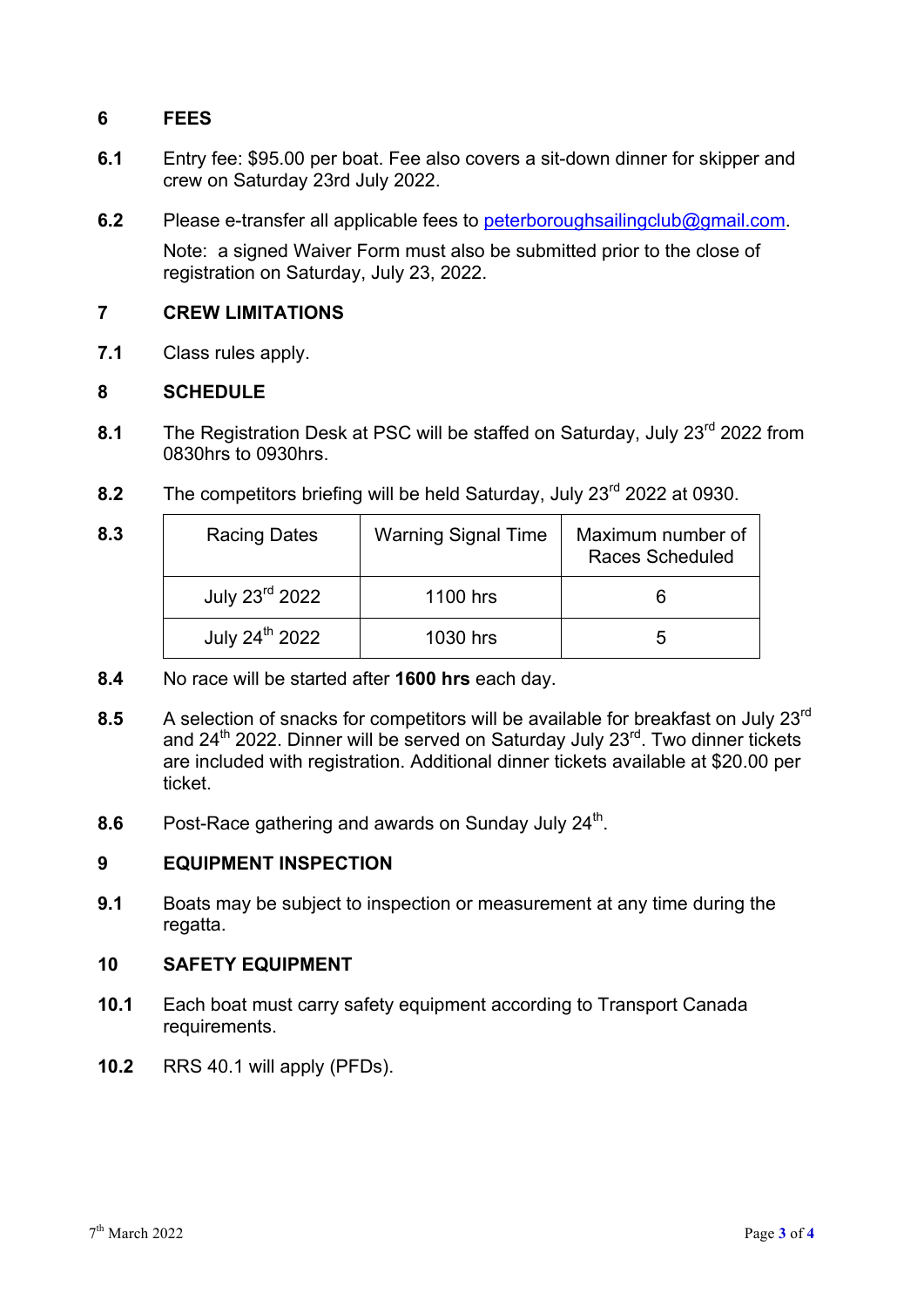## 6 FEES

**6.1** Entry fee: $95.00 per boat. Fee also covers a sit-down dinner for skipper and crew on Saturday 23rd July 2022.

**6.2** Please e-transfer all applicable fees to peterboroughsailingclub@gmail.com.

Note: a signed Waiver Form must also be submitted prior to the close of registration on Saturday, July 23, 2022.

## 7 CREW LIMITATIONS

**7.1** Class rules apply.

## 8 SCHEDULE

**8.1** The Registration Desk at PSC will be staffed on Saturday, July 23rd 2022 from 0830hrs to 0930hrs.

**8.2** The competitors briefing will be held Saturday, July 23rd 2022 at 0930.

**8.3**

| Racing Dates | Warning Signal Time | Maximum number of Races Scheduled |
|---|---|---|
| July 23rd 2022 | 1100 hrs | 6 |
| July 24th 2022 | 1030 hrs | 5 |

**8.4** No race will be started after **1600 hrs** each day.

**8.5** A selection of snacks for competitors will be available for breakfast on July 23rd and 24th 2022. Dinner will be served on Saturday July 23rd. Two dinner tickets are included with registration. Additional dinner tickets available at $20.00 per ticket.

**8.6** Post-Race gathering and awards on Sunday July 24th.

## 9 EQUIPMENT INSPECTION

**9.1** Boats may be subject to inspection or measurement at any time during the regatta.

## 10 SAFETY EQUIPMENT

**10.1** Each boat must carry safety equipment according to Transport Canada requirements.

**10.2** RRS 40.1 will apply (PFDs).

7th March 2022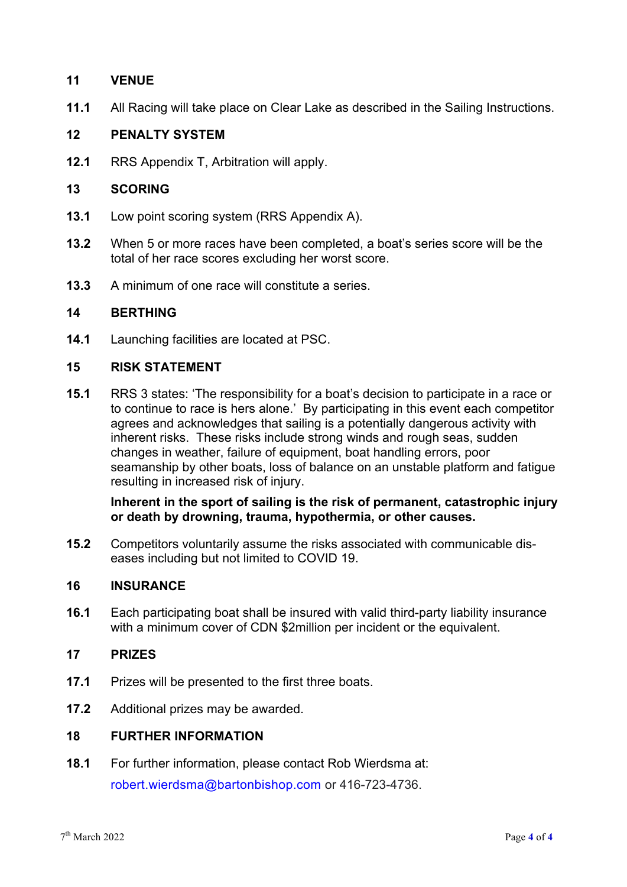## 11 VENUE

**11.1** All Racing will take place on Clear Lake as described in the Sailing Instructions.

## 12 PENALTY SYSTEM

**12.1** RRS Appendix T, Arbitration will apply.

## 13 SCORING

**13.1** Low point scoring system (RRS Appendix A).

**13.2** When 5 or more races have been completed, a boat's series score will be the total of her race scores excluding her worst score.

**13.3** A minimum of one race will constitute a series.

## 14 BERTHING

**14.1** Launching facilities are located at PSC.

## 15 RISK STATEMENT

**15.1** RRS 3 states: 'The responsibility for a boat's decision to participate in a race or to continue to race is hers alone.' By participating in this event each competitor agrees and acknowledges that sailing is a potentially dangerous activity with inherent risks. These risks include strong winds and rough seas, sudden changes in weather, failure of equipment, boat handling errors, poor seamanship by other boats, loss of balance on an unstable platform and fatigue resulting in increased risk of injury.

**Inherent in the sport of sailing is the risk of permanent, catastrophic injury or death by drowning, trauma, hypothermia, or other causes.**

**15.2** Competitors voluntarily assume the risks associated with communicable diseases including but not limited to COVID 19.

## 16 INSURANCE

**16.1** Each participating boat shall be insured with valid third-party liability insurance with a minimum cover of CDN $2million per incident or the equivalent.

## 17 PRIZES

**17.1** Prizes will be presented to the first three boats.

**17.2** Additional prizes may be awarded.

## 18 FURTHER INFORMATION

**18.1** For further information, please contact Rob Wierdsma at:
robert.wierdsma@bartonbishop.com or 416-723-4736.

7th March 2022